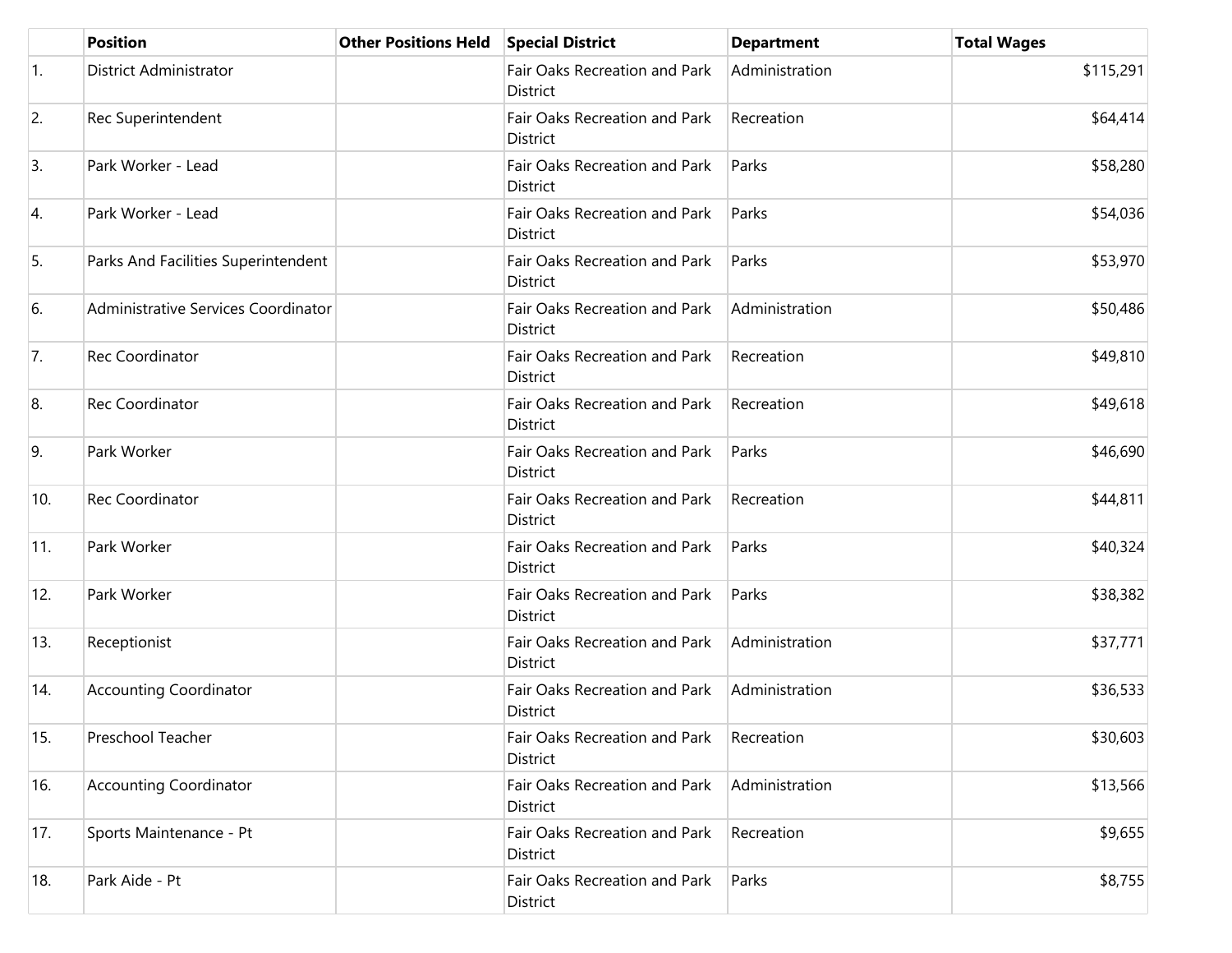|  | Position | Other Positions Held | Special District | Department | Total Wages |
| --- | --- | --- | --- | --- | --- |
| 1. | District Administrator |  | Fair Oaks Recreation and Park District | Administration | $115,291 |
| 2. | Rec Superintendent |  | Fair Oaks Recreation and Park District | Recreation | $64,414 |
| 3. | Park Worker - Lead |  | Fair Oaks Recreation and Park District | Parks | $58,280 |
| 4. | Park Worker - Lead |  | Fair Oaks Recreation and Park District | Parks | $54,036 |
| 5. | Parks And Facilities Superintendent |  | Fair Oaks Recreation and Park District | Parks | $53,970 |
| 6. | Administrative Services Coordinator |  | Fair Oaks Recreation and Park District | Administration | $50,486 |
| 7. | Rec Coordinator |  | Fair Oaks Recreation and Park District | Recreation | $49,810 |
| 8. | Rec Coordinator |  | Fair Oaks Recreation and Park District | Recreation | $49,618 |
| 9. | Park Worker |  | Fair Oaks Recreation and Park District | Parks | $46,690 |
| 10. | Rec Coordinator |  | Fair Oaks Recreation and Park District | Recreation | $44,811 |
| 11. | Park Worker |  | Fair Oaks Recreation and Park District | Parks | $40,324 |
| 12. | Park Worker |  | Fair Oaks Recreation and Park District | Parks | $38,382 |
| 13. | Receptionist |  | Fair Oaks Recreation and Park District | Administration | $37,771 |
| 14. | Accounting Coordinator |  | Fair Oaks Recreation and Park District | Administration | $36,533 |
| 15. | Preschool Teacher |  | Fair Oaks Recreation and Park District | Recreation | $30,603 |
| 16. | Accounting Coordinator |  | Fair Oaks Recreation and Park District | Administration | $13,566 |
| 17. | Sports Maintenance - Pt |  | Fair Oaks Recreation and Park District | Recreation | $9,655 |
| 18. | Park Aide - Pt |  | Fair Oaks Recreation and Park District | Parks | $8,755 |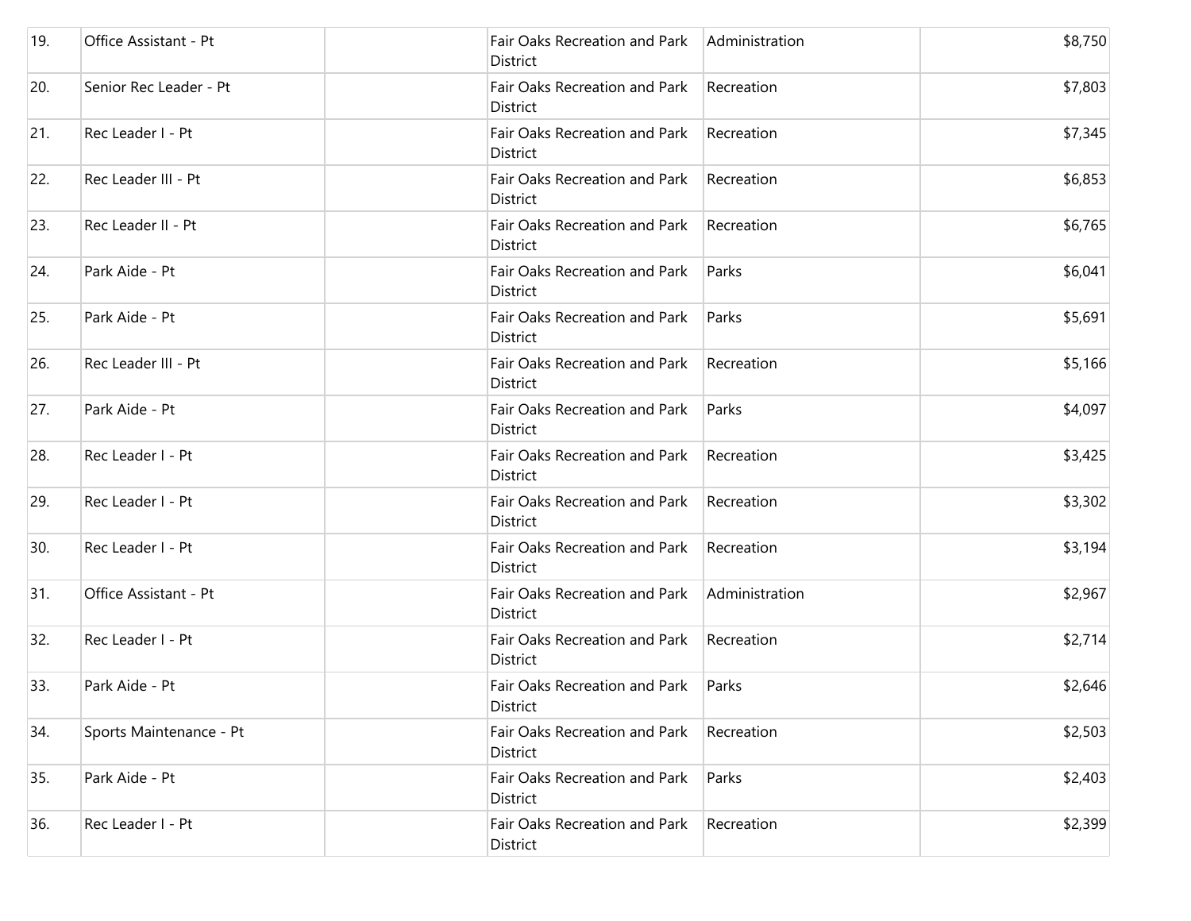| | | | | | |
|---|---|---|---|---|---|
| 19. | Office Assistant - Pt | | Fair Oaks Recreation and Park District | Administration | $8,750 |
| 20. | Senior Rec Leader - Pt | | Fair Oaks Recreation and Park District | Recreation | $7,803 |
| 21. | Rec Leader I - Pt | | Fair Oaks Recreation and Park District | Recreation | $7,345 |
| 22. | Rec Leader III - Pt | | Fair Oaks Recreation and Park District | Recreation | $6,853 |
| 23. | Rec Leader II - Pt | | Fair Oaks Recreation and Park District | Recreation | $6,765 |
| 24. | Park Aide - Pt | | Fair Oaks Recreation and Park District | Parks | $6,041 |
| 25. | Park Aide - Pt | | Fair Oaks Recreation and Park District | Parks | $5,691 |
| 26. | Rec Leader III - Pt | | Fair Oaks Recreation and Park District | Recreation | $5,166 |
| 27. | Park Aide - Pt | | Fair Oaks Recreation and Park District | Parks | $4,097 |
| 28. | Rec Leader I - Pt | | Fair Oaks Recreation and Park District | Recreation | $3,425 |
| 29. | Rec Leader I - Pt | | Fair Oaks Recreation and Park District | Recreation | $3,302 |
| 30. | Rec Leader I - Pt | | Fair Oaks Recreation and Park District | Recreation | $3,194 |
| 31. | Office Assistant - Pt | | Fair Oaks Recreation and Park District | Administration | $2,967 |
| 32. | Rec Leader I - Pt | | Fair Oaks Recreation and Park District | Recreation | $2,714 |
| 33. | Park Aide - Pt | | Fair Oaks Recreation and Park District | Parks | $2,646 |
| 34. | Sports Maintenance - Pt | | Fair Oaks Recreation and Park District | Recreation | $2,503 |
| 35. | Park Aide - Pt | | Fair Oaks Recreation and Park District | Parks | $2,403 |
| 36. | Rec Leader I - Pt | | Fair Oaks Recreation and Park District | Recreation | $2,399 |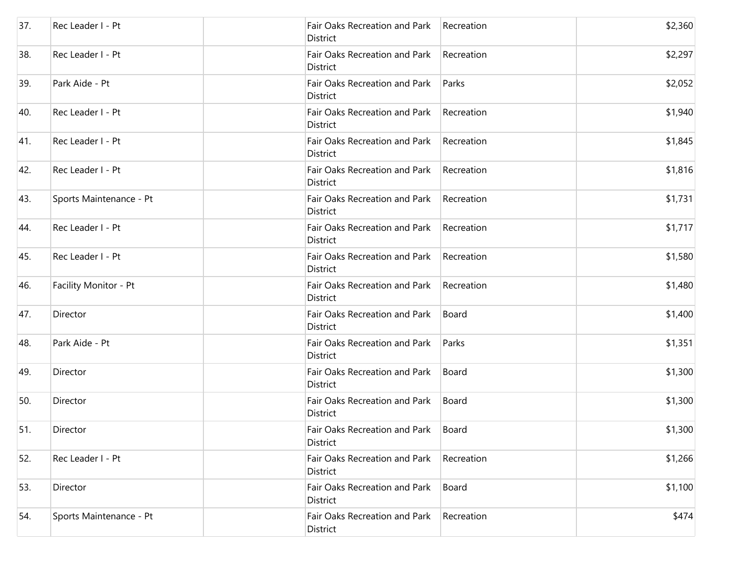| | | | | | |
|---|---|---|---|---|---|
| 37. | Rec Leader I - Pt | | Fair Oaks Recreation and Park District | Recreation | $2,360 |
| 38. | Rec Leader I - Pt | | Fair Oaks Recreation and Park District | Recreation | $2,297 |
| 39. | Park Aide - Pt | | Fair Oaks Recreation and Park District | Parks | $2,052 |
| 40. | Rec Leader I - Pt | | Fair Oaks Recreation and Park District | Recreation | $1,940 |
| 41. | Rec Leader I - Pt | | Fair Oaks Recreation and Park District | Recreation | $1,845 |
| 42. | Rec Leader I - Pt | | Fair Oaks Recreation and Park District | Recreation | $1,816 |
| 43. | Sports Maintenance - Pt | | Fair Oaks Recreation and Park District | Recreation | $1,731 |
| 44. | Rec Leader I - Pt | | Fair Oaks Recreation and Park District | Recreation | $1,717 |
| 45. | Rec Leader I - Pt | | Fair Oaks Recreation and Park District | Recreation | $1,580 |
| 46. | Facility Monitor - Pt | | Fair Oaks Recreation and Park District | Recreation | $1,480 |
| 47. | Director | | Fair Oaks Recreation and Park District | Board | $1,400 |
| 48. | Park Aide - Pt | | Fair Oaks Recreation and Park District | Parks | $1,351 |
| 49. | Director | | Fair Oaks Recreation and Park District | Board | $1,300 |
| 50. | Director | | Fair Oaks Recreation and Park District | Board | $1,300 |
| 51. | Director | | Fair Oaks Recreation and Park District | Board | $1,300 |
| 52. | Rec Leader I - Pt | | Fair Oaks Recreation and Park District | Recreation | $1,266 |
| 53. | Director | | Fair Oaks Recreation and Park District | Board | $1,100 |
| 54. | Sports Maintenance - Pt | | Fair Oaks Recreation and Park District | Recreation | $474 |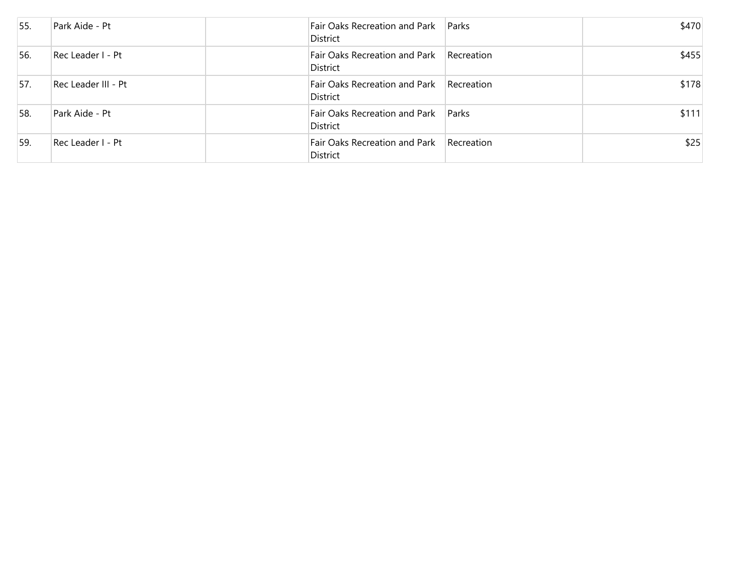| | | | | | |
|---|---|---|---|---|---|
| 55. | Park Aide - Pt | | Fair Oaks Recreation and Park District | Parks | $470 |
| 56. | Rec Leader I - Pt | | Fair Oaks Recreation and Park District | Recreation | $455 |
| 57. | Rec Leader III - Pt | | Fair Oaks Recreation and Park District | Recreation | $178 |
| 58. | Park Aide - Pt | | Fair Oaks Recreation and Park District | Parks | $111 |
| 59. | Rec Leader I - Pt | | Fair Oaks Recreation and Park District | Recreation | $25 |